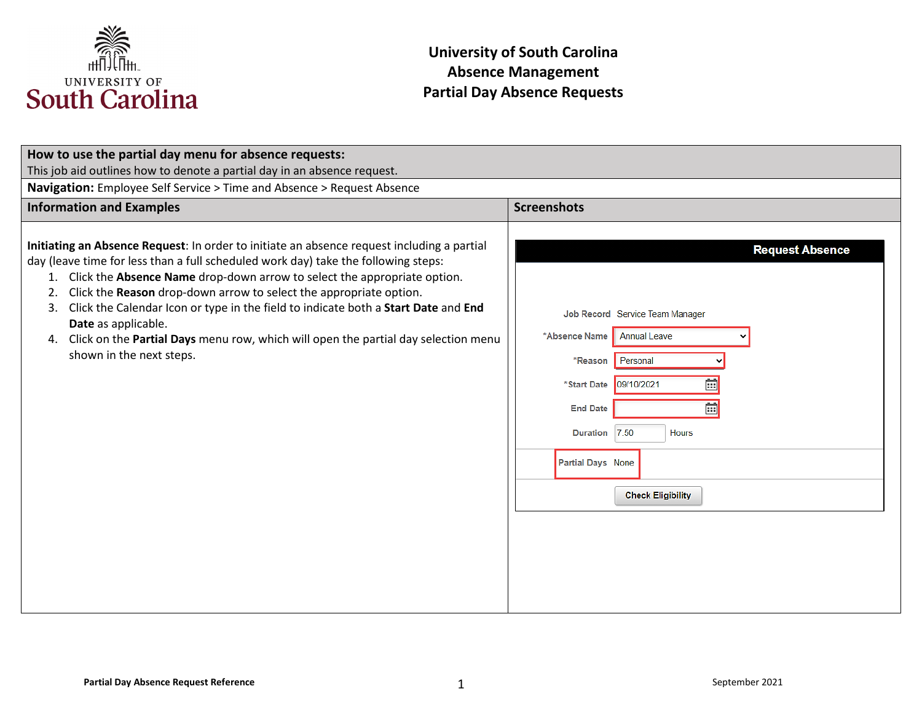# University of South Carolina
# Absence Management
# Partial Day Absence Requests

| **How to use the partial day menu for absence requests:**<br>This job aid outlines how to denote a partial day in an absence request. | |
|---|---|
| **Navigation:** Employee Self Service > Time and Absence > Request Absence | |
| **Information and Examples** | **Screenshots** |
| **Initiating an Absence Request**: In order to initiate an absence request including a partial day (leave time for less than a full scheduled work day) take the following steps:<br>1. Click the **Absence Name** drop-down arrow to select the appropriate option.<br>2. Click the **Reason** drop-down arrow to select the appropriate option.<br>3. Click the Calendar Icon or type in the field to indicate both a **Start Date** and **End Date** as applicable.<br>4. Click on the **Partial Days** menu row, which will open the partial day selection menu shown in the next steps. | **Request Absence**<br>Job Record: Service Team Manager<br>*Absence Name: Annual Leave<br>*Reason: Personal<br>*Start Date: 09/10/2021<br>End Date:<br>Duration: 7.50 Hours<br>Partial Days: None<br>Check Eligibility |

Partial Day Absence Request Reference

September 2021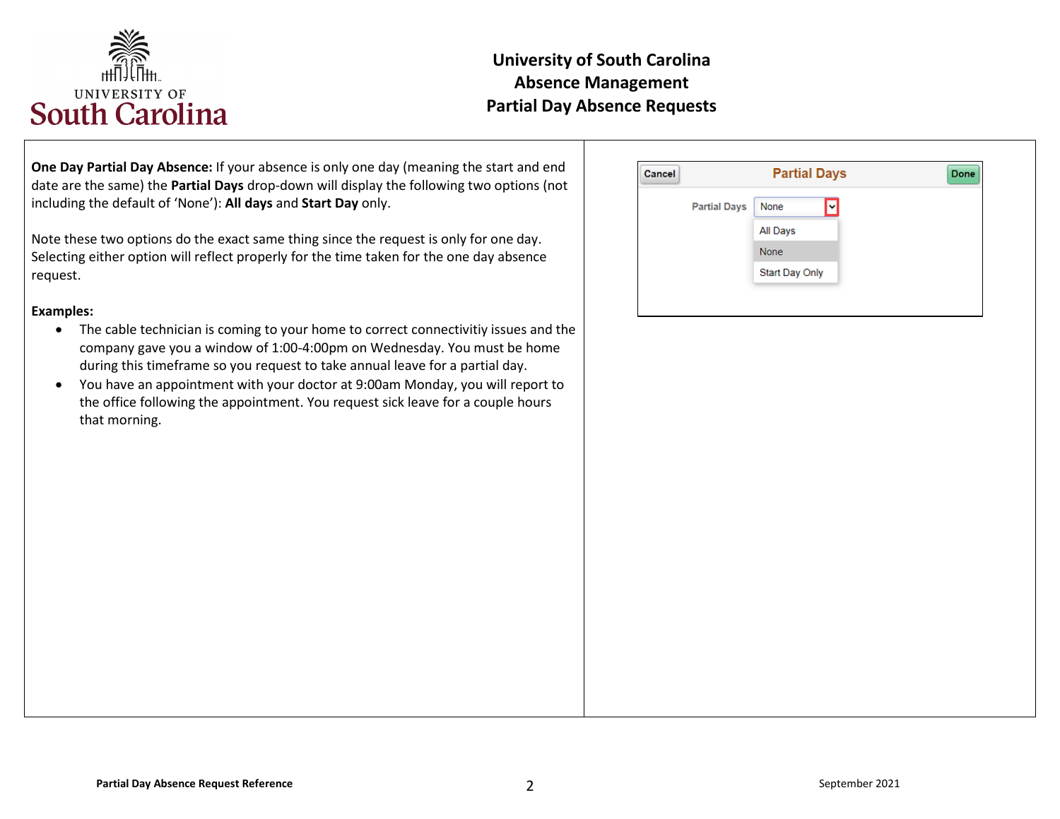# University of South Carolina
## Absence Management
## Partial Day Absence Requests

**One Day Partial Day Absence:** If your absence is only one day (meaning the start and end date are the same) the **Partial Days** drop-down will display the following two options (not including the default of 'None'): **All days** and **Start Day** only.

Note these two options do the exact same thing since the request is only for one day. Selecting either option will reflect properly for the time taken for the one day absence request.

**Examples:**

- The cable technician is coming to your home to correct connectivitiy issues and the company gave you a window of 1:00-4:00pm on Wednesday. You must be home during this timeframe so you request to take annual leave for a partial day.
- You have an appointment with your doctor at 9:00am Monday, you will report to the office following the appointment. You request sick leave for a couple hours that morning.

Cancel | **Partial Days** | Done

Partial Days: None

- All Days
- None
- Start Day Only

Partial Day Absence Request Reference

September 2021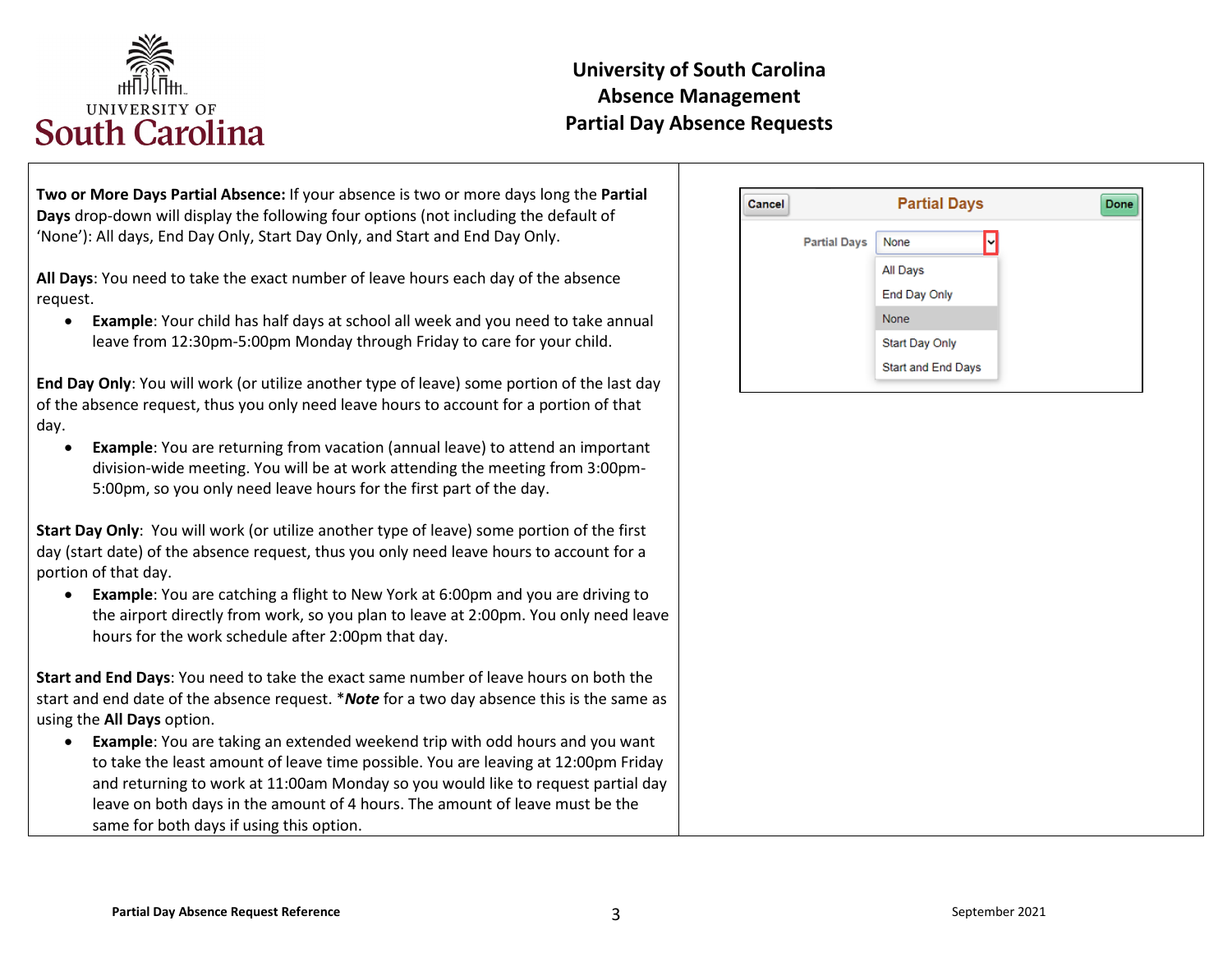# University of South Carolina
# Absence Management
# Partial Day Absence Requests

**Two or More Days Partial Absence:** If your absence is two or more days long the **Partial Days** drop-down will display the following four options (not including the default of 'None'): All days, End Day Only, Start Day Only, and Start and End Day Only.

**All Days**: You need to take the exact number of leave hours each day of the absence request.

- **Example**: Your child has half days at school all week and you need to take annual leave from 12:30pm-5:00pm Monday through Friday to care for your child.

**End Day Only**: You will work (or utilize another type of leave) some portion of the last day of the absence request, thus you only need leave hours to account for a portion of that day.

- **Example**: You are returning from vacation (annual leave) to attend an important division-wide meeting. You will be at work attending the meeting from 3:00pm-5:00pm, so you only need leave hours for the first part of the day.

**Start Day Only**: You will work (or utilize another type of leave) some portion of the first day (start date) of the absence request, thus you only need leave hours to account for a portion of that day.

- **Example**: You are catching a flight to New York at 6:00pm and you are driving to the airport directly from work, so you plan to leave at 2:00pm. You only need leave hours for the work schedule after 2:00pm that day.

**Start and End Days**: You need to take the exact same number of leave hours on both the start and end date of the absence request. ****Note*** for a two day absence this is the same as using the **All Days** option.

- **Example**: You are taking an extended weekend trip with odd hours and you want to take the least amount of leave time possible. You are leaving at 12:00pm Friday and returning to work at 11:00am Monday so you would like to request partial day leave on both days in the amount of 4 hours. The amount of leave must be the same for both days if using this option.

Cancel | **Partial Days** | Done

Partial Days: None

- All Days
- End Day Only
- None
- Start Day Only
- Start and End Days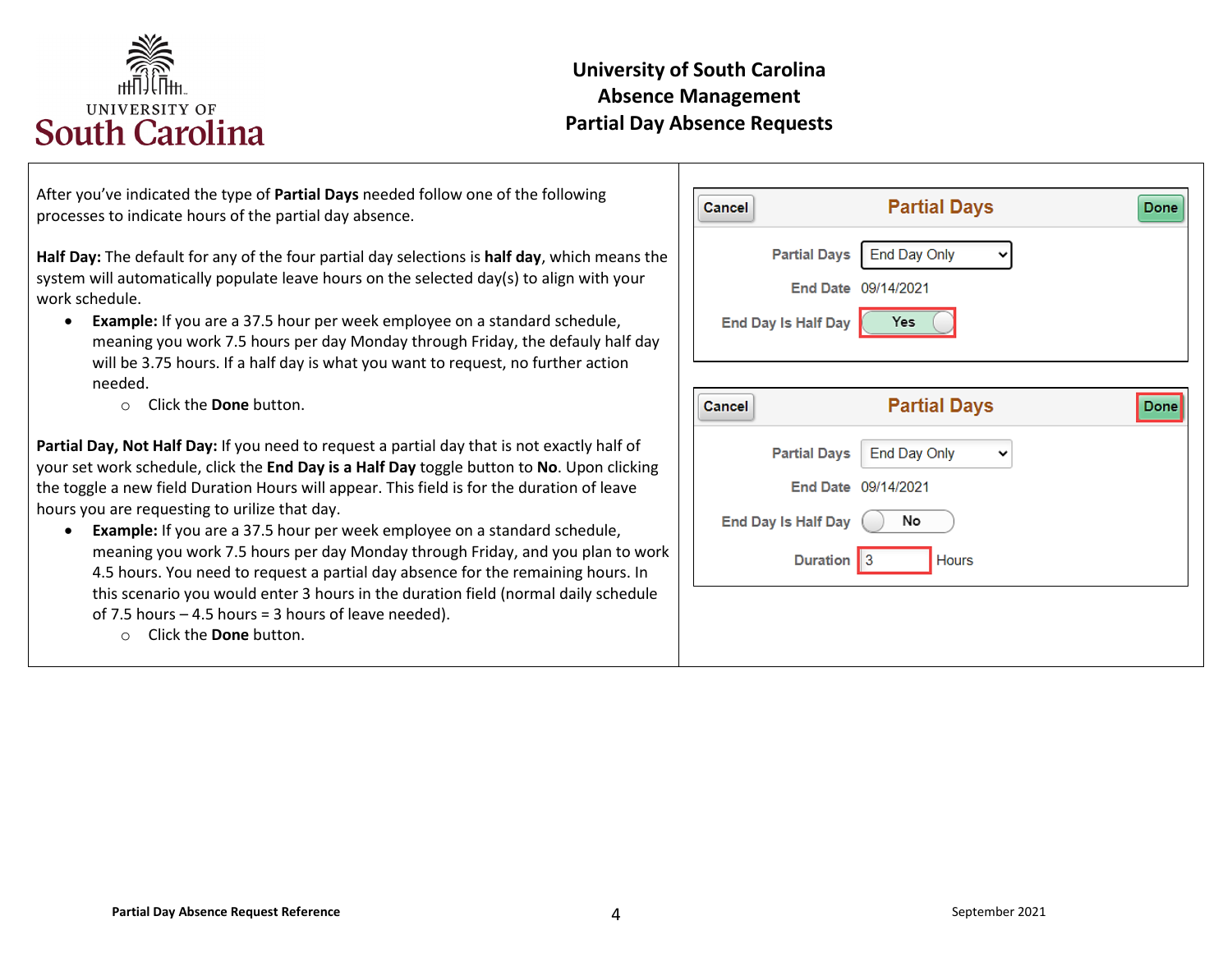# University of South Carolina
## Absence Management
## Partial Day Absence Requests

After you've indicated the type of **Partial Days** needed follow one of the following processes to indicate hours of the partial day absence.

**Half Day:** The default for any of the four partial day selections is **half day**, which means the system will automatically populate leave hours on the selected day(s) to align with your work schedule.

- **Example:** If you are a 37.5 hour per week employee on a standard schedule, meaning you work 7.5 hours per day Monday through Friday, the defauly half day will be 3.75 hours. If a half day is what you want to request, no further action needed.
  - Click the **Done** button.

**Partial Day, Not Half Day:** If you need to request a partial day that is not exactly half of your set work schedule, click the **End Day is a Half Day** toggle button to **No**. Upon clicking the toggle a new field Duration Hours will appear. This field is for the duration of leave hours you are requesting to urilize that day.

- **Example:** If you are a 37.5 hour per week employee on a standard schedule, meaning you work 7.5 hours per day Monday through Friday, and you plan to work 4.5 hours. You need to request a partial day absence for the remaining hours. In this scenario you would enter 3 hours in the duration field (normal daily schedule of 7.5 hours – 4.5 hours = 3 hours of leave needed).
  - Click the **Done** button.

Cancel | Partial Days | Done

Partial Days: End Day Only
End Date: 09/14/2021
End Day Is Half Day: Yes

Cancel | Partial Days | Done

Partial Days: End Day Only
End Date: 09/14/2021
End Day Is Half Day: No
Duration: 3 Hours